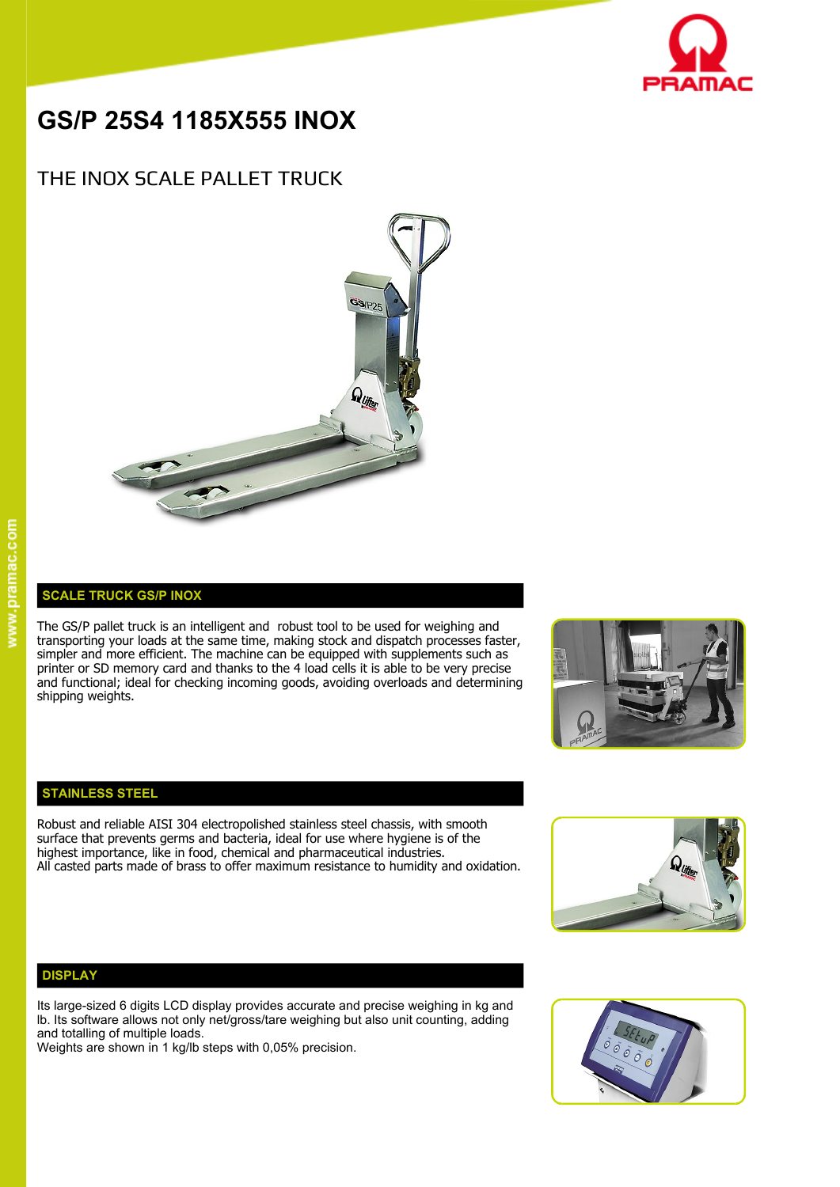# GS/P 25S4 1185X555 INOX

## THE INOX SCALE PALLET TRUCK

### SCALE TRUCK GS/P INOX

The GS/P pallet truck is an intelligent and robust tool to be used for weighing and transporting your loads at the same time, making stock and dispatch processes faster, simpler and more efficient. The machine can be equipped with supplements such as printer or SD memory card and thanks to the 4 load cells it is able to be very precise and functional; ideal for checking incoming goods, avoiding overloads and determining shipping weights.

### STAINLESS STEEL

Robust and reliable AISI 304 electropolished stainless steel chassis, with smooth surface that prevents germs and bacteria, ideal for use where hygiene is of the highest importance, like in food, chemical and pharmaceutical industries.
All casted parts made of brass to offer maximum resistance to humidity and oxidation.

### DISPLAY

Its large-sized 6 digits LCD display provides accurate and precise weighing in kg and lb. Its software allows not only net/gross/tare weighing but also unit counting, adding and totalling of multiple loads.
Weights are shown in 1 kg/lb steps with 0,05% precision.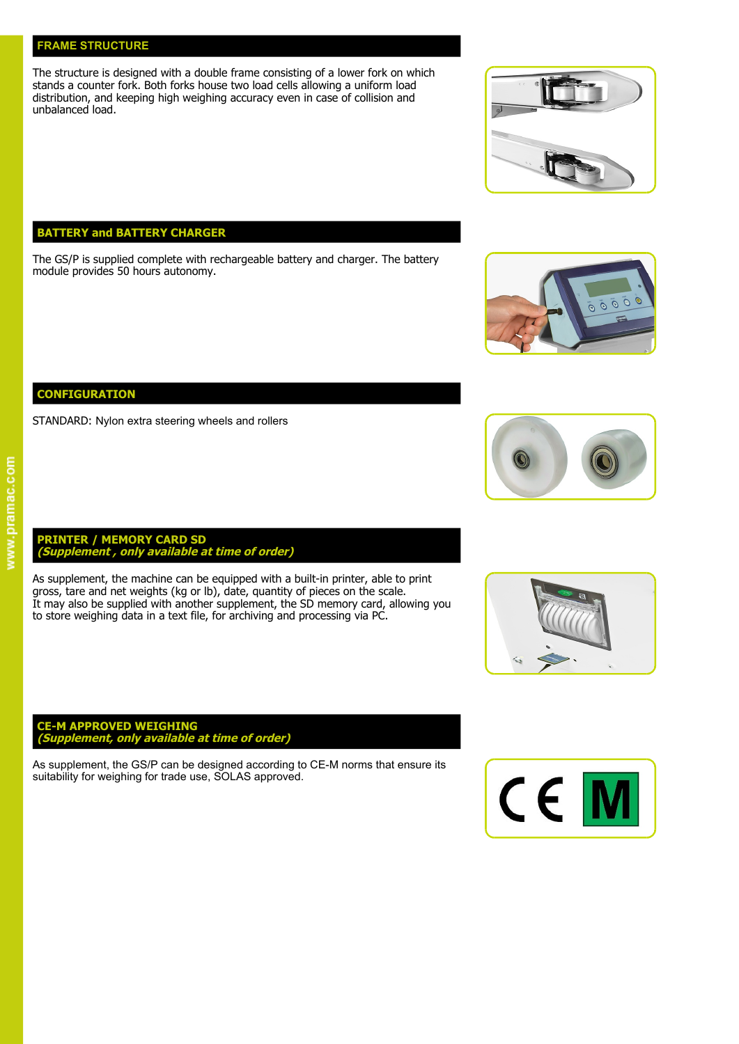## FRAME STRUCTURE

The structure is designed with a double frame consisting of a lower fork on which stands a counter fork. Both forks house two load cells allowing a uniform load distribution, and keeping high weighing accuracy even in case of collision and unbalanced load.

## BATTERY and BATTERY CHARGER

The GS/P is supplied complete with rechargeable battery and charger. The battery module provides 50 hours autonomy.

## CONFIGURATION

STANDARD: Nylon extra steering wheels and rollers

## PRINTER / MEMORY CARD SD
### *(Supplement , only available at time of order)*

As supplement, the machine can be equipped with a built-in printer, able to print gross, tare and net weights (kg or lb), date, quantity of pieces on the scale.
It may also be supplied with another supplement, the SD memory card, allowing you to store weighing data in a text file, for archiving and processing via PC.

## CE-M APPROVED WEIGHING
### *(Supplement, only available at time of order)*

As supplement, the GS/P can be designed according to CE-M norms that ensure its suitability for weighing for trade use, SOLAS approved.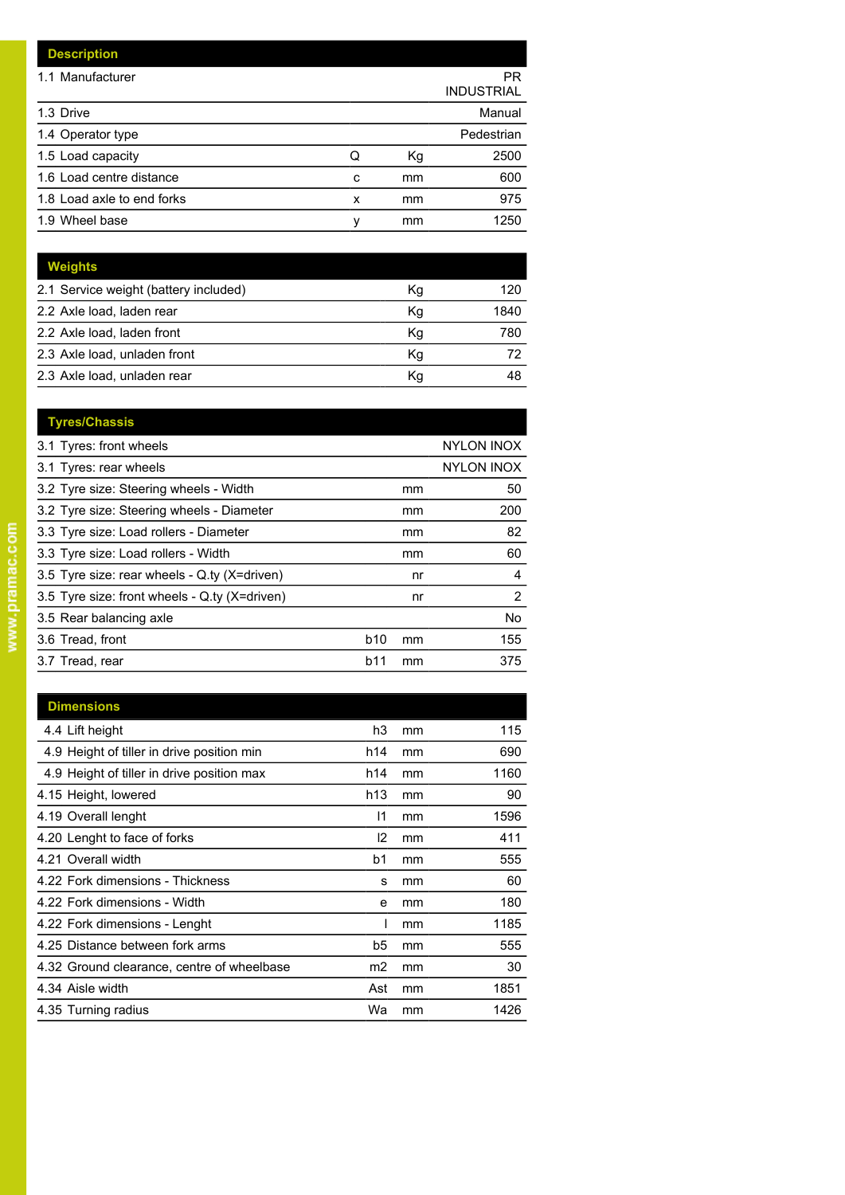| Description | | | |
|---|---|---|---|
| 1.1 Manufacturer | | | PR INDUSTRIAL |
| 1.3 Drive | | | Manual |
| 1.4 Operator type | | | Pedestrian |
| 1.5 Load capacity | Q | Kg | 2500 |
| 1.6 Load centre distance | c | mm | 600 |
| 1.8 Load axle to end forks | x | mm | 975 |
| 1.9 Wheel base | y | mm | 1250 |

| Weights | | |
|---|---|---|
| 2.1 Service weight (battery included) | Kg | 120 |
| 2.2 Axle load, laden rear | Kg | 1840 |
| 2.2 Axle load, laden front | Kg | 780 |
| 2.3 Axle load, unladen front | Kg | 72 |
| 2.3 Axle load, unladen rear | Kg | 48 |

| Tyres/Chassis | | | |
|---|---|---|---|
| 3.1 Tyres: front wheels | | | NYLON INOX |
| 3.1 Tyres: rear wheels | | | NYLON INOX |
| 3.2 Tyre size: Steering wheels - Width | | mm | 50 |
| 3.2 Tyre size: Steering wheels - Diameter | | mm | 200 |
| 3.3 Tyre size: Load rollers - Diameter | | mm | 82 |
| 3.3 Tyre size: Load rollers - Width | | mm | 60 |
| 3.5 Tyre size: rear wheels - Q.ty (X=driven) | | nr | 4 |
| 3.5 Tyre size: front wheels - Q.ty (X=driven) | | nr | 2 |
| 3.5 Rear balancing axle | | | No |
| 3.6 Tread, front | b10 | mm | 155 |
| 3.7 Tread, rear | b11 | mm | 375 |

| Dimensions | | | |
|---|---|---|---|
| 4.4 Lift height | h3 | mm | 115 |
| 4.9 Height of tiller in drive position min | h14 | mm | 690 |
| 4.9 Height of tiller in drive position max | h14 | mm | 1160 |
| 4.15 Height, lowered | h13 | mm | 90 |
| 4.19 Overall lenght | l1 | mm | 1596 |
| 4.20 Lenght to face of forks | l2 | mm | 411 |
| 4.21 Overall width | b1 | mm | 555 |
| 4.22 Fork dimensions - Thickness | s | mm | 60 |
| 4.22 Fork dimensions - Width | e | mm | 180 |
| 4.22 Fork dimensions - Lenght | l | mm | 1185 |
| 4.25 Distance between fork arms | b5 | mm | 555 |
| 4.32 Ground clearance, centre of wheelbase | m2 | mm | 30 |
| 4.34 Aisle width | Ast | mm | 1851 |
| 4.35 Turning radius | Wa | mm | 1426 |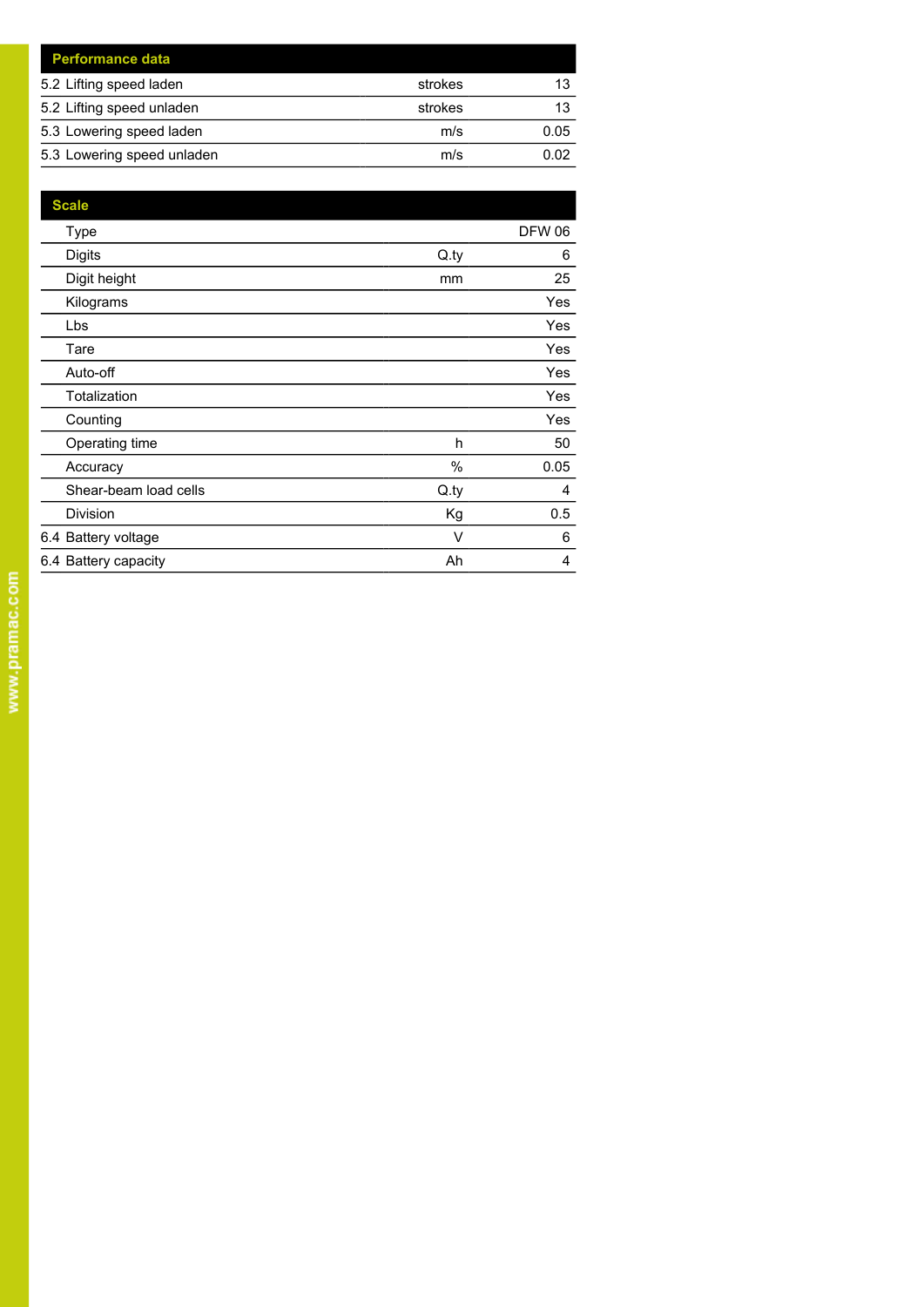| Performance data | | |
|---|---|---|
| 5.2 Lifting speed laden | strokes | 13 |
| 5.2 Lifting speed unladen | strokes | 13 |
| 5.3 Lowering speed laden | m/s | 0.05 |
| 5.3 Lowering speed unladen | m/s | 0.02 |

| Scale | | |
|---|---|---|
| Type | | DFW 06 |
| Digits | Q.ty | 6 |
| Digit height | mm | 25 |
| Kilograms | | Yes |
| Lbs | | Yes |
| Tare | | Yes |
| Auto-off | | Yes |
| Totalization | | Yes |
| Counting | | Yes |
| Operating time | h | 50 |
| Accuracy | % | 0.05 |
| Shear-beam load cells | Q.ty | 4 |
| Division | Kg | 0.5 |
| 6.4 Battery voltage | V | 6 |
| 6.4 Battery capacity | Ah | 4 |

www.pramac.com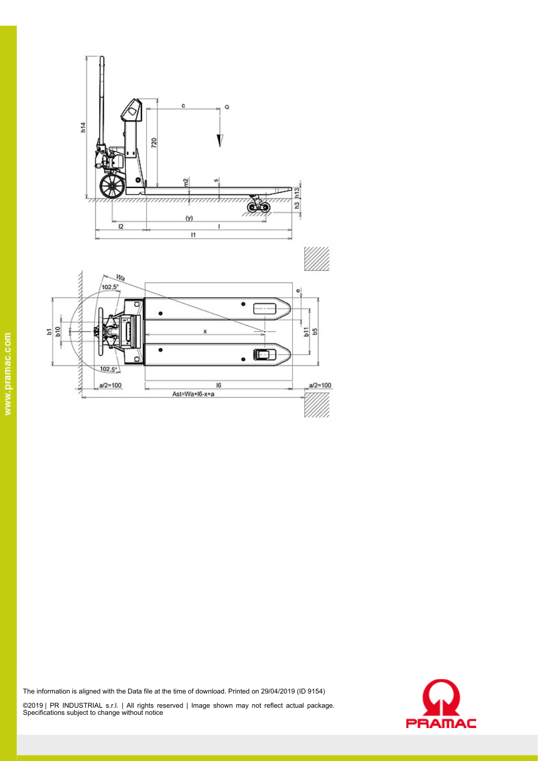h14
c
Q
720
m2
s
h13
h3
(y)
l2
l
l1

Wa
102,5°
e
b1
b10
x
b11
b5
102,5°
a/2=100
l6
a/2=100
Ast=Wa+l6-x+a

The information is aligned with the Data file at the time of download. Printed on 29/04/2019 (ID 9154)

©2019 | PR INDUSTRIAL s.r.l. | All rights reserved | Image shown may not reflect actual package.
Specifications subject to change without notice